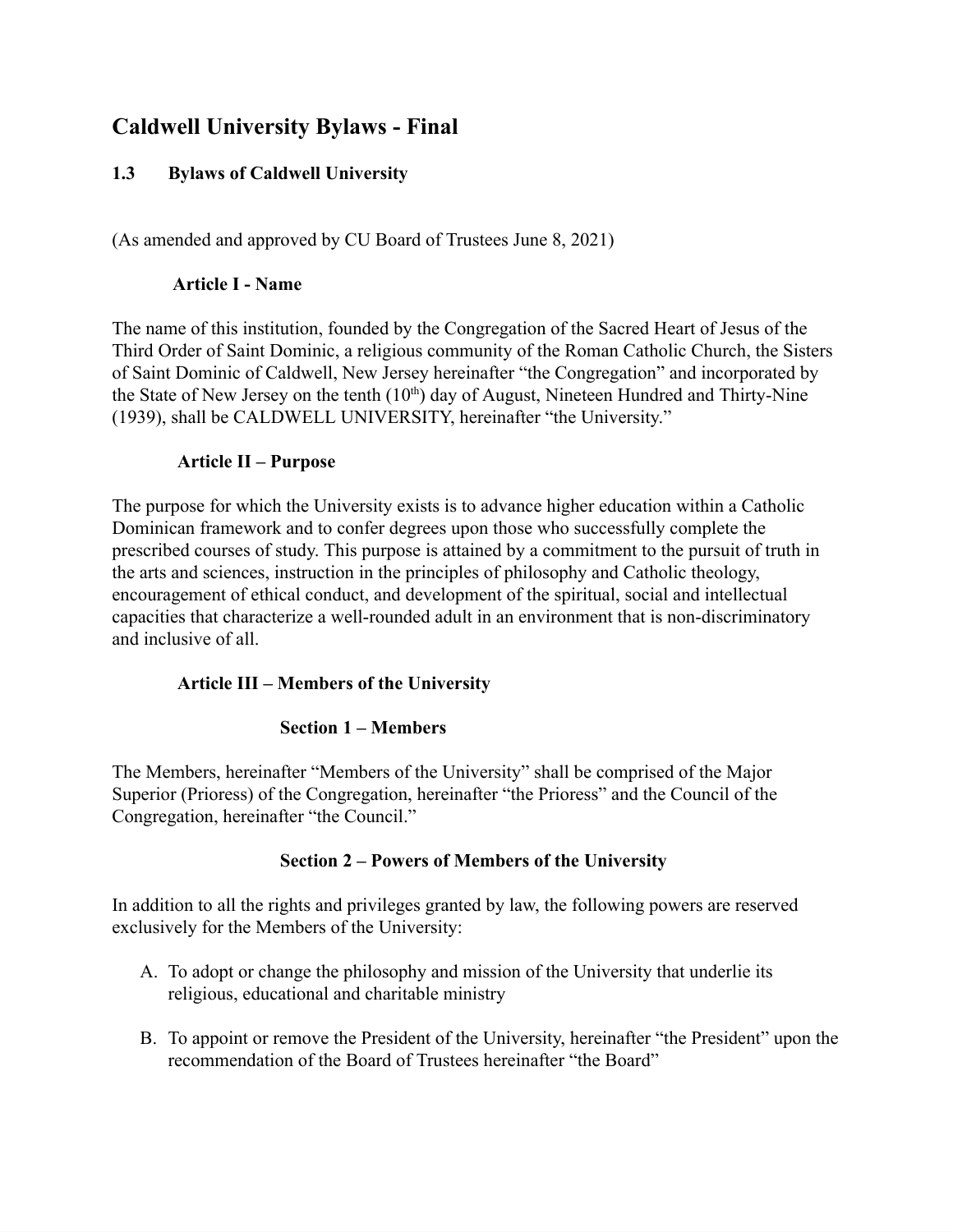# Caldwell University Bylaws - Final

## 1.3 Bylaws of Caldwell University

(As amended and approved by CU Board of Trustees June 8, 2021)

### Article I - Name

The name of this institution, founded by the Congregation of the Sacred Heart of Jesus of the Third Order of Saint Dominic, a religious community of the Roman Catholic Church, the Sisters of Saint Dominic of Caldwell, New Jersey hereinafter "the Congregation" and incorporated by the State of New Jersey on the tenth (10th) day of August, Nineteen Hundred and Thirty-Nine (1939), shall be CALDWELL UNIVERSITY, hereinafter "the University."

### Article II – Purpose

The purpose for which the University exists is to advance higher education within a Catholic Dominican framework and to confer degrees upon those who successfully complete the prescribed courses of study. This purpose is attained by a commitment to the pursuit of truth in the arts and sciences, instruction in the principles of philosophy and Catholic theology, encouragement of ethical conduct, and development of the spiritual, social and intellectual capacities that characterize a well-rounded adult in an environment that is non-discriminatory and inclusive of all.

### Article III – Members of the University

#### Section 1 – Members

The Members, hereinafter "Members of the University" shall be comprised of the Major Superior (Prioress) of the Congregation, hereinafter "the Prioress" and the Council of the Congregation, hereinafter "the Council."

#### Section 2 – Powers of Members of the University

In addition to all the rights and privileges granted by law, the following powers are reserved exclusively for the Members of the University:

A. To adopt or change the philosophy and mission of the University that underlie its religious, educational and charitable ministry

B. To appoint or remove the President of the University, hereinafter "the President" upon the recommendation of the Board of Trustees hereinafter "the Board"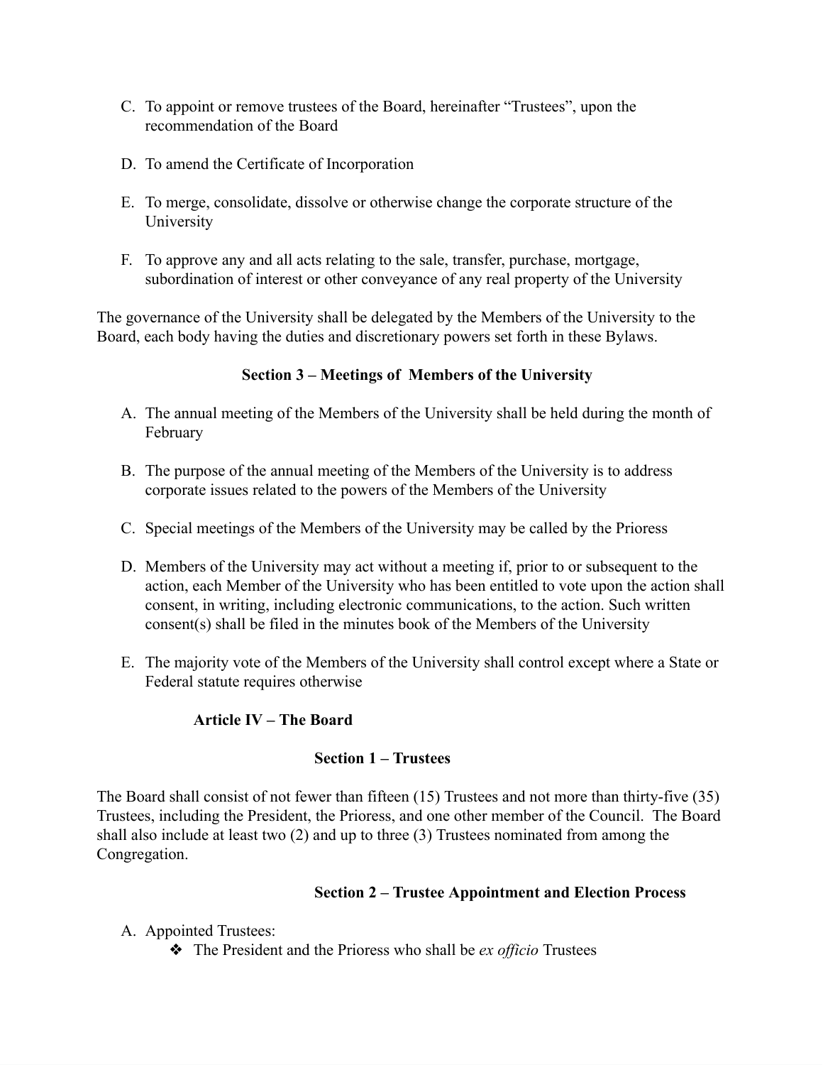C. To appoint or remove trustees of the Board, hereinafter "Trustees", upon the recommendation of the Board

D. To amend the Certificate of Incorporation

E. To merge, consolidate, dissolve or otherwise change the corporate structure of the University

F. To approve any and all acts relating to the sale, transfer, purchase, mortgage, subordination of interest or other conveyance of any real property of the University

The governance of the University shall be delegated by the Members of the University to the Board, each body having the duties and discretionary powers set forth in these Bylaws.

### Section 3 – Meetings of Members of the University

A. The annual meeting of the Members of the University shall be held during the month of February

B. The purpose of the annual meeting of the Members of the University is to address corporate issues related to the powers of the Members of the University

C. Special meetings of the Members of the University may be called by the Prioress

D. Members of the University may act without a meeting if, prior to or subsequent to the action, each Member of the University who has been entitled to vote upon the action shall consent, in writing, including electronic communications, to the action. Such written consent(s) shall be filed in the minutes book of the Members of the University

E. The majority vote of the Members of the University shall control except where a State or Federal statute requires otherwise

## Article IV – The Board

### Section 1 – Trustees

The Board shall consist of not fewer than fifteen (15) Trustees and not more than thirty-five (35) Trustees, including the President, the Prioress, and one other member of the Council. The Board shall also include at least two (2) and up to three (3) Trustees nominated from among the Congregation.

### Section 2 – Trustee Appointment and Election Process

A. Appointed Trustees:
   - The President and the Prioress who shall be *ex officio* Trustees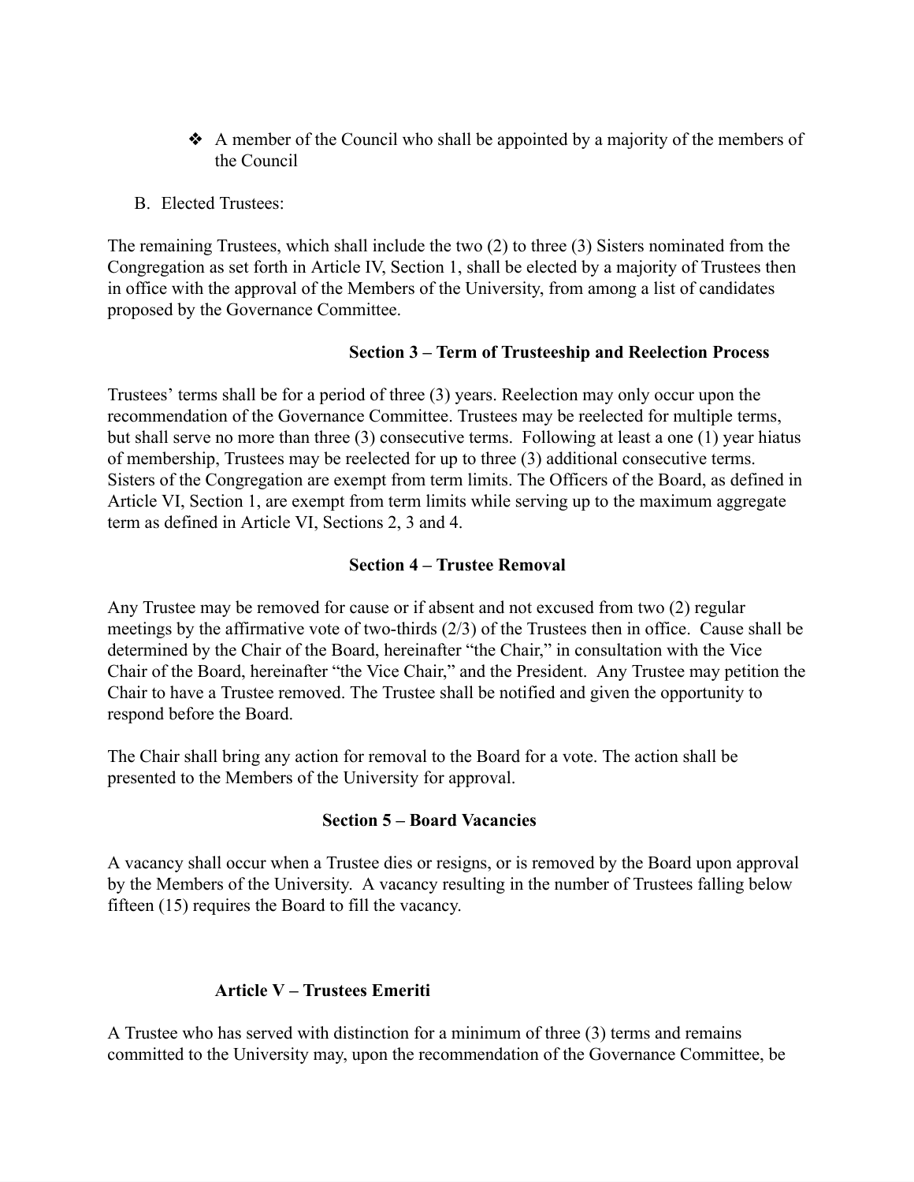- A member of the Council who shall be appointed by a majority of the members of the Council

B. Elected Trustees:

The remaining Trustees, which shall include the two (2) to three (3) Sisters nominated from the Congregation as set forth in Article IV, Section 1, shall be elected by a majority of Trustees then in office with the approval of the Members of the University, from among a list of candidates proposed by the Governance Committee.

### Section 3 – Term of Trusteeship and Reelection Process

Trustees' terms shall be for a period of three (3) years. Reelection may only occur upon the recommendation of the Governance Committee. Trustees may be reelected for multiple terms, but shall serve no more than three (3) consecutive terms. Following at least a one (1) year hiatus of membership, Trustees may be reelected for up to three (3) additional consecutive terms. Sisters of the Congregation are exempt from term limits. The Officers of the Board, as defined in Article VI, Section 1, are exempt from term limits while serving up to the maximum aggregate term as defined in Article VI, Sections 2, 3 and 4.

### Section 4 – Trustee Removal

Any Trustee may be removed for cause or if absent and not excused from two (2) regular meetings by the affirmative vote of two-thirds (2/3) of the Trustees then in office. Cause shall be determined by the Chair of the Board, hereinafter "the Chair," in consultation with the Vice Chair of the Board, hereinafter "the Vice Chair," and the President. Any Trustee may petition the Chair to have a Trustee removed. The Trustee shall be notified and given the opportunity to respond before the Board.

The Chair shall bring any action for removal to the Board for a vote. The action shall be presented to the Members of the University for approval.

### Section 5 – Board Vacancies

A vacancy shall occur when a Trustee dies or resigns, or is removed by the Board upon approval by the Members of the University. A vacancy resulting in the number of Trustees falling below fifteen (15) requires the Board to fill the vacancy.

## Article V – Trustees Emeriti

A Trustee who has served with distinction for a minimum of three (3) terms and remains committed to the University may, upon the recommendation of the Governance Committee, be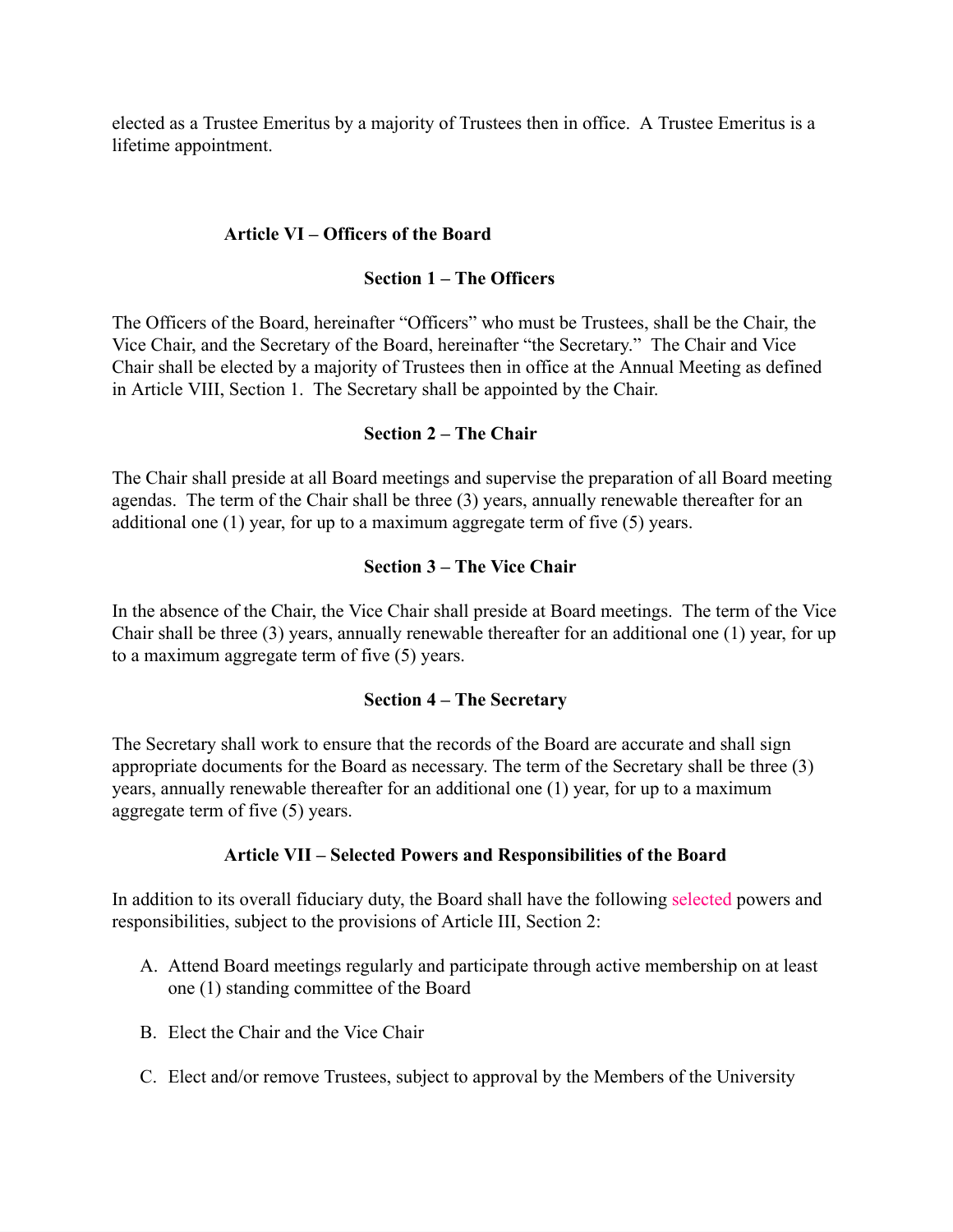elected as a Trustee Emeritus by a majority of Trustees then in office. A Trustee Emeritus is a lifetime appointment.

## Article VI – Officers of the Board

### Section 1 – The Officers

The Officers of the Board, hereinafter "Officers" who must be Trustees, shall be the Chair, the Vice Chair, and the Secretary of the Board, hereinafter "the Secretary." The Chair and Vice Chair shall be elected by a majority of Trustees then in office at the Annual Meeting as defined in Article VIII, Section 1. The Secretary shall be appointed by the Chair.

### Section 2 – The Chair

The Chair shall preside at all Board meetings and supervise the preparation of all Board meeting agendas. The term of the Chair shall be three (3) years, annually renewable thereafter for an additional one (1) year, for up to a maximum aggregate term of five (5) years.

### Section 3 – The Vice Chair

In the absence of the Chair, the Vice Chair shall preside at Board meetings. The term of the Vice Chair shall be three (3) years, annually renewable thereafter for an additional one (1) year, for up to a maximum aggregate term of five (5) years.

### Section 4 – The Secretary

The Secretary shall work to ensure that the records of the Board are accurate and shall sign appropriate documents for the Board as necessary. The term of the Secretary shall be three (3) years, annually renewable thereafter for an additional one (1) year, for up to a maximum aggregate term of five (5) years.

## Article VII – Selected Powers and Responsibilities of the Board

In addition to its overall fiduciary duty, the Board shall have the following selected powers and responsibilities, subject to the provisions of Article III, Section 2:

A. Attend Board meetings regularly and participate through active membership on at least one (1) standing committee of the Board

B. Elect the Chair and the Vice Chair

C. Elect and/or remove Trustees, subject to approval by the Members of the University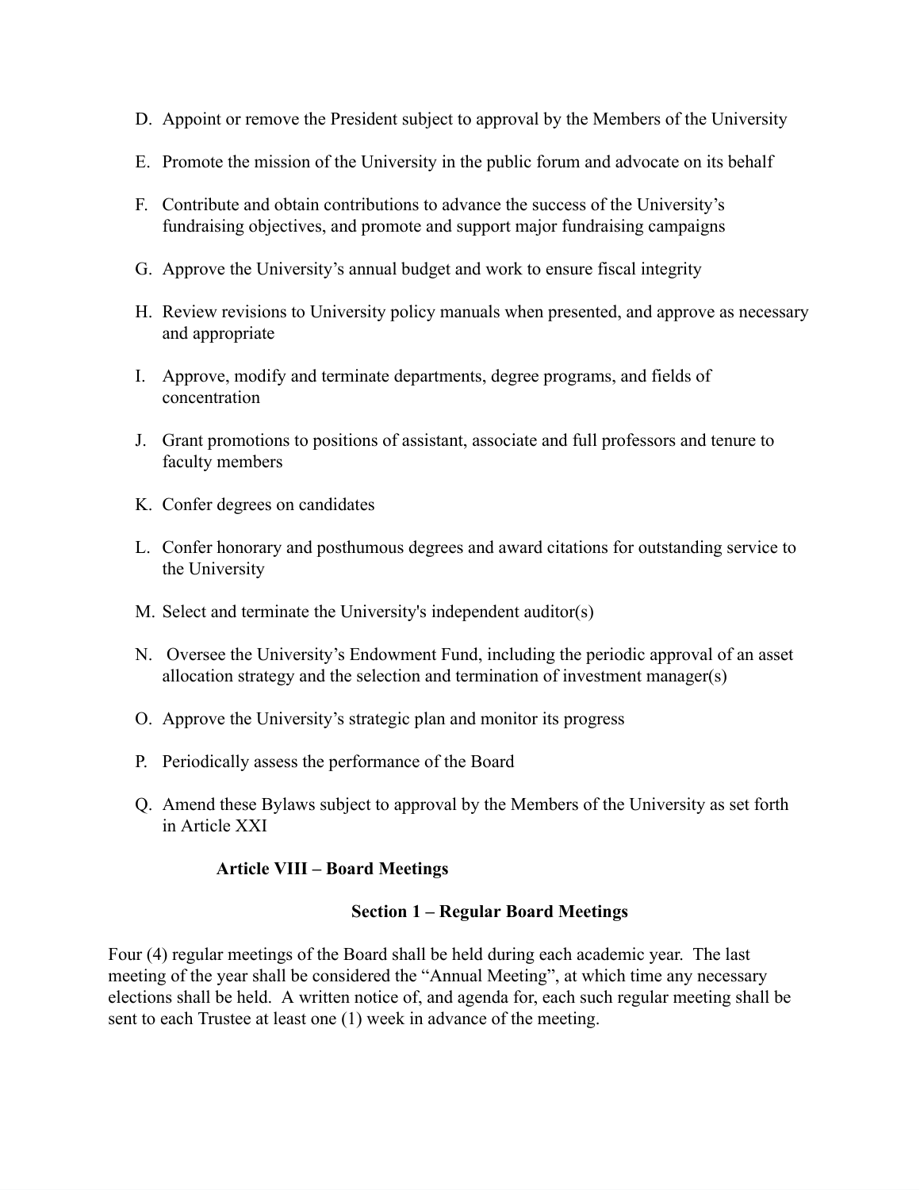D. Appoint or remove the President subject to approval by the Members of the University

E. Promote the mission of the University in the public forum and advocate on its behalf

F. Contribute and obtain contributions to advance the success of the University's fundraising objectives, and promote and support major fundraising campaigns

G. Approve the University's annual budget and work to ensure fiscal integrity

H. Review revisions to University policy manuals when presented, and approve as necessary and appropriate

I. Approve, modify and terminate departments, degree programs, and fields of concentration

J. Grant promotions to positions of assistant, associate and full professors and tenure to faculty members

K. Confer degrees on candidates

L. Confer honorary and posthumous degrees and award citations for outstanding service to the University

M. Select and terminate the University's independent auditor(s)

N. Oversee the University's Endowment Fund, including the periodic approval of an asset allocation strategy and the selection and termination of investment manager(s)

O. Approve the University's strategic plan and monitor its progress

P. Periodically assess the performance of the Board

Q. Amend these Bylaws subject to approval by the Members of the University as set forth in Article XXI

## Article VIII – Board Meetings

### Section 1 – Regular Board Meetings

Four (4) regular meetings of the Board shall be held during each academic year. The last meeting of the year shall be considered the "Annual Meeting", at which time any necessary elections shall be held. A written notice of, and agenda for, each such regular meeting shall be sent to each Trustee at least one (1) week in advance of the meeting.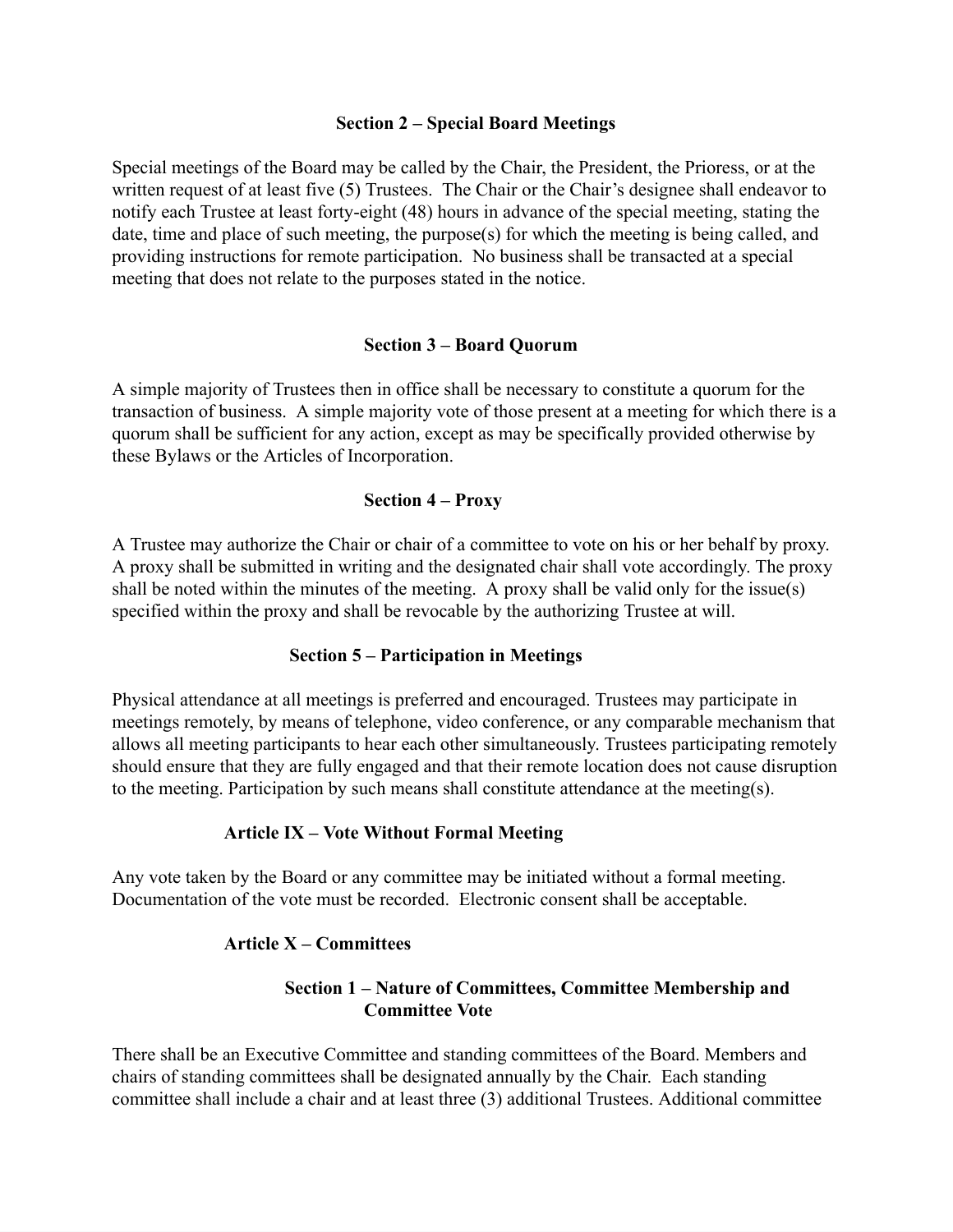### Section 2 – Special Board Meetings

Special meetings of the Board may be called by the Chair, the President, the Prioress, or at the written request of at least five (5) Trustees. The Chair or the Chair's designee shall endeavor to notify each Trustee at least forty-eight (48) hours in advance of the special meeting, stating the date, time and place of such meeting, the purpose(s) for which the meeting is being called, and providing instructions for remote participation. No business shall be transacted at a special meeting that does not relate to the purposes stated in the notice.

### Section 3 – Board Quorum

A simple majority of Trustees then in office shall be necessary to constitute a quorum for the transaction of business. A simple majority vote of those present at a meeting for which there is a quorum shall be sufficient for any action, except as may be specifically provided otherwise by these Bylaws or the Articles of Incorporation.

### Section 4 – Proxy

A Trustee may authorize the Chair or chair of a committee to vote on his or her behalf by proxy. A proxy shall be submitted in writing and the designated chair shall vote accordingly. The proxy shall be noted within the minutes of the meeting. A proxy shall be valid only for the issue(s) specified within the proxy and shall be revocable by the authorizing Trustee at will.

### Section 5 – Participation in Meetings

Physical attendance at all meetings is preferred and encouraged. Trustees may participate in meetings remotely, by means of telephone, video conference, or any comparable mechanism that allows all meeting participants to hear each other simultaneously. Trustees participating remotely should ensure that they are fully engaged and that their remote location does not cause disruption to the meeting. Participation by such means shall constitute attendance at the meeting(s).

## Article IX – Vote Without Formal Meeting

Any vote taken by the Board or any committee may be initiated without a formal meeting. Documentation of the vote must be recorded. Electronic consent shall be acceptable.

## Article X – Committees

### Section 1 – Nature of Committees, Committee Membership and Committee Vote

There shall be an Executive Committee and standing committees of the Board. Members and chairs of standing committees shall be designated annually by the Chair. Each standing committee shall include a chair and at least three (3) additional Trustees. Additional committee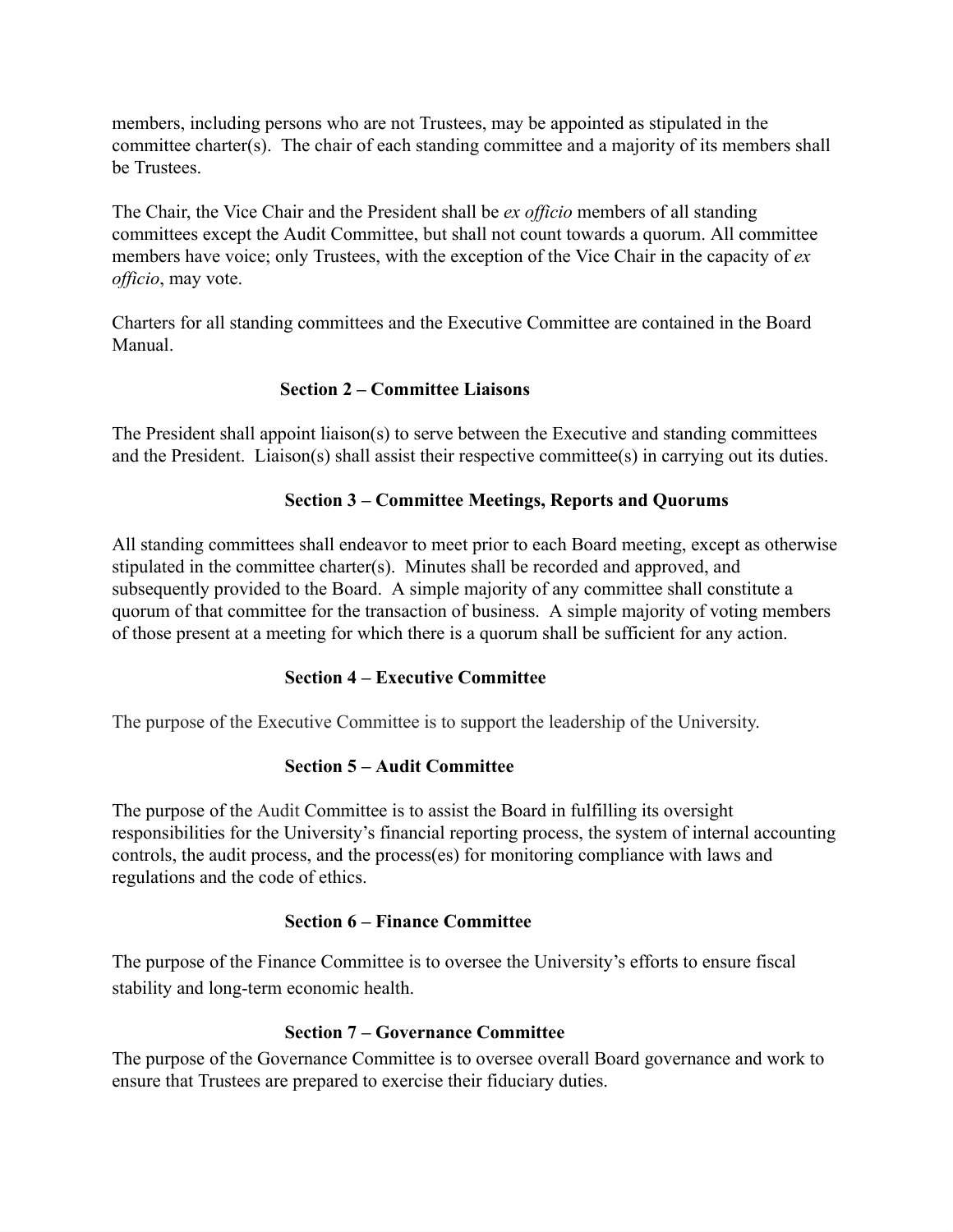members, including persons who are not Trustees, may be appointed as stipulated in the committee charter(s). The chair of each standing committee and a majority of its members shall be Trustees.

The Chair, the Vice Chair and the President shall be *ex officio* members of all standing committees except the Audit Committee, but shall not count towards a quorum. All committee members have voice; only Trustees, with the exception of the Vice Chair in the capacity of *ex officio*, may vote.

Charters for all standing committees and the Executive Committee are contained in the Board Manual.

### Section 2 – Committee Liaisons

The President shall appoint liaison(s) to serve between the Executive and standing committees and the President. Liaison(s) shall assist their respective committee(s) in carrying out its duties.

### Section 3 – Committee Meetings, Reports and Quorums

All standing committees shall endeavor to meet prior to each Board meeting, except as otherwise stipulated in the committee charter(s). Minutes shall be recorded and approved, and subsequently provided to the Board. A simple majority of any committee shall constitute a quorum of that committee for the transaction of business. A simple majority of voting members of those present at a meeting for which there is a quorum shall be sufficient for any action.

### Section 4 – Executive Committee

The purpose of the Executive Committee is to support the leadership of the University.

### Section 5 – Audit Committee

The purpose of the Audit Committee is to assist the Board in fulfilling its oversight responsibilities for the University's financial reporting process, the system of internal accounting controls, the audit process, and the process(es) for monitoring compliance with laws and regulations and the code of ethics.

### Section 6 – Finance Committee

The purpose of the Finance Committee is to oversee the University's efforts to ensure fiscal stability and long-term economic health.

### Section 7 – Governance Committee

The purpose of the Governance Committee is to oversee overall Board governance and work to ensure that Trustees are prepared to exercise their fiduciary duties.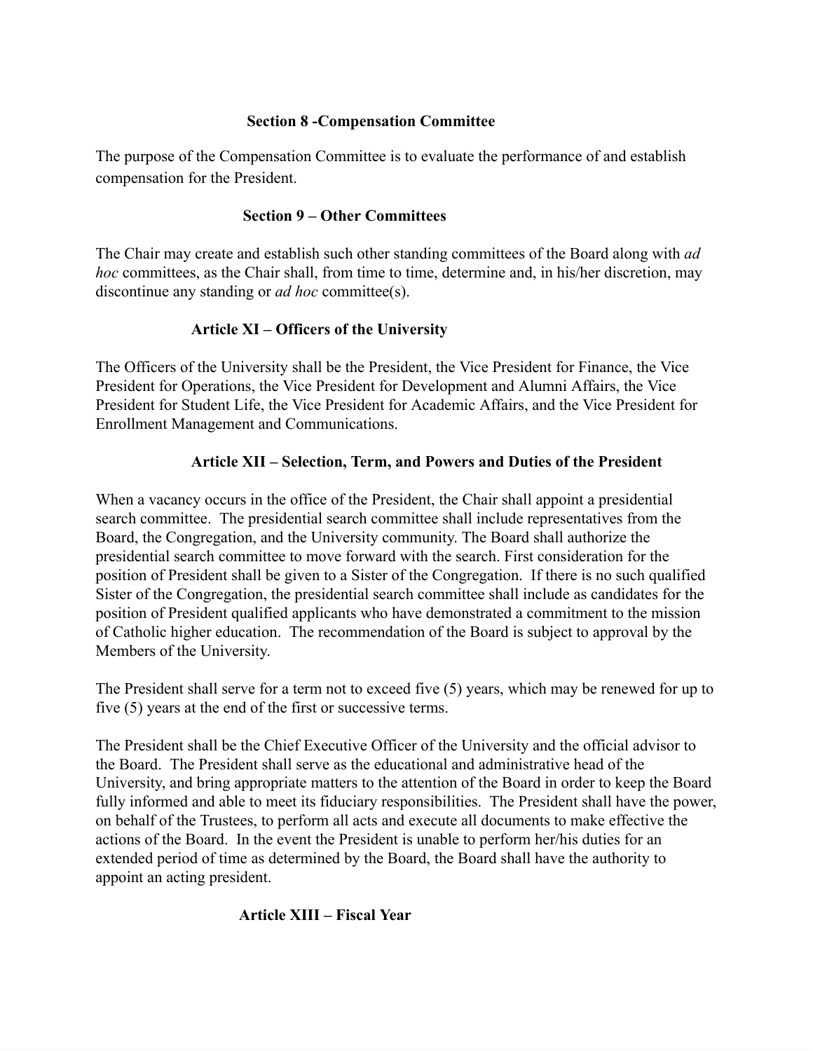### Section 8 -Compensation Committee

The purpose of the Compensation Committee is to evaluate the performance of and establish compensation for the President.

### Section 9 – Other Committees

The Chair may create and establish such other standing committees of the Board along with *ad hoc* committees, as the Chair shall, from time to time, determine and, in his/her discretion, may discontinue any standing or *ad hoc* committee(s).

## Article XI – Officers of the University

The Officers of the University shall be the President, the Vice President for Finance, the Vice President for Operations, the Vice President for Development and Alumni Affairs, the Vice President for Student Life, the Vice President for Academic Affairs, and the Vice President for Enrollment Management and Communications.

## Article XII – Selection, Term, and Powers and Duties of the President

When a vacancy occurs in the office of the President, the Chair shall appoint a presidential search committee. The presidential search committee shall include representatives from the Board, the Congregation, and the University community. The Board shall authorize the presidential search committee to move forward with the search. First consideration for the position of President shall be given to a Sister of the Congregation. If there is no such qualified Sister of the Congregation, the presidential search committee shall include as candidates for the position of President qualified applicants who have demonstrated a commitment to the mission of Catholic higher education. The recommendation of the Board is subject to approval by the Members of the University.

The President shall serve for a term not to exceed five (5) years, which may be renewed for up to five (5) years at the end of the first or successive terms.

The President shall be the Chief Executive Officer of the University and the official advisor to the Board. The President shall serve as the educational and administrative head of the University, and bring appropriate matters to the attention of the Board in order to keep the Board fully informed and able to meet its fiduciary responsibilities. The President shall have the power, on behalf of the Trustees, to perform all acts and execute all documents to make effective the actions of the Board. In the event the President is unable to perform her/his duties for an extended period of time as determined by the Board, the Board shall have the authority to appoint an acting president.

## Article XIII – Fiscal Year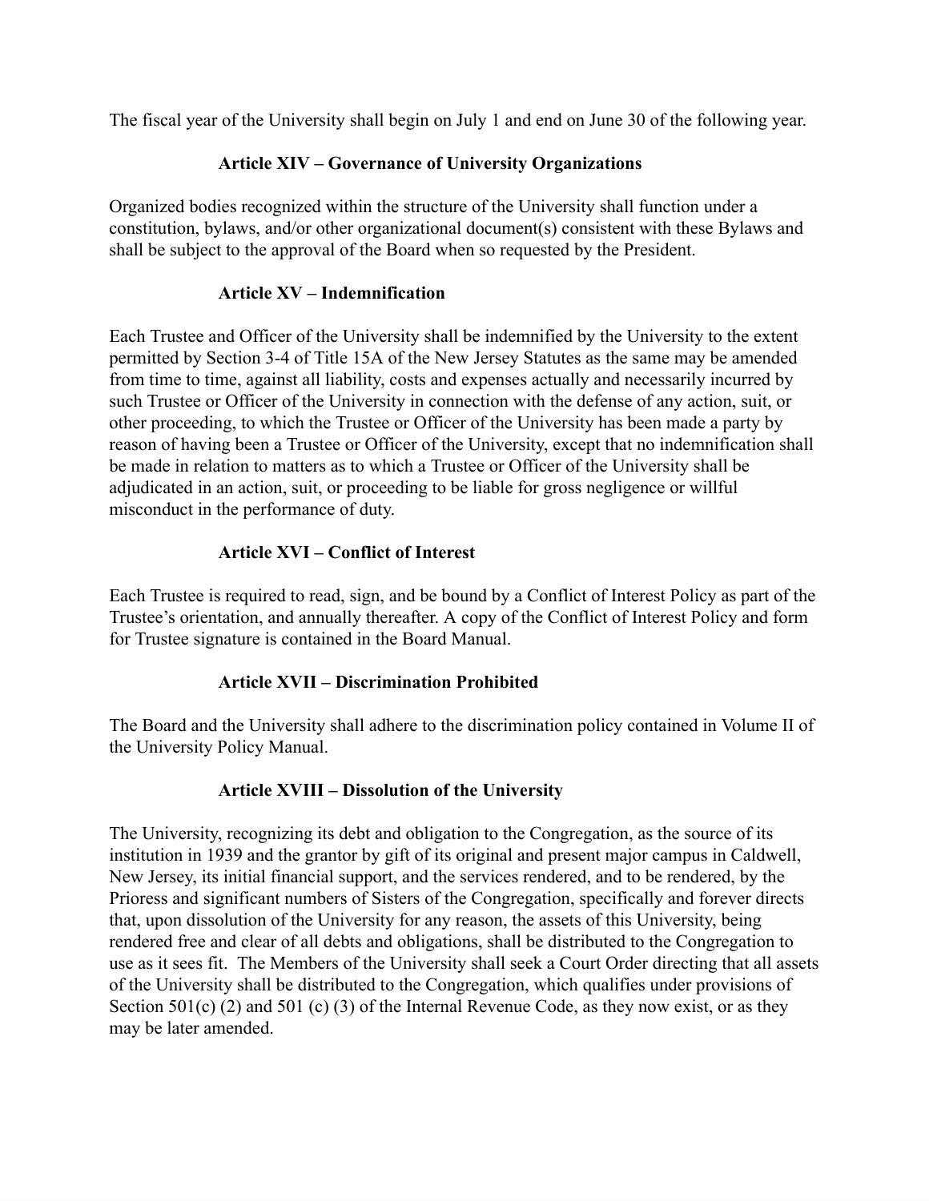The fiscal year of the University shall begin on July 1 and end on June 30 of the following year.

### Article XIV – Governance of University Organizations

Organized bodies recognized within the structure of the University shall function under a constitution, bylaws, and/or other organizational document(s) consistent with these Bylaws and shall be subject to the approval of the Board when so requested by the President.

### Article XV – Indemnification

Each Trustee and Officer of the University shall be indemnified by the University to the extent permitted by Section 3-4 of Title 15A of the New Jersey Statutes as the same may be amended from time to time, against all liability, costs and expenses actually and necessarily incurred by such Trustee or Officer of the University in connection with the defense of any action, suit, or other proceeding, to which the Trustee or Officer of the University has been made a party by reason of having been a Trustee or Officer of the University, except that no indemnification shall be made in relation to matters as to which a Trustee or Officer of the University shall be adjudicated in an action, suit, or proceeding to be liable for gross negligence or willful misconduct in the performance of duty.

### Article XVI – Conflict of Interest

Each Trustee is required to read, sign, and be bound by a Conflict of Interest Policy as part of the Trustee's orientation, and annually thereafter. A copy of the Conflict of Interest Policy and form for Trustee signature is contained in the Board Manual.

### Article XVII – Discrimination Prohibited

The Board and the University shall adhere to the discrimination policy contained in Volume II of the University Policy Manual.

### Article XVIII – Dissolution of the University

The University, recognizing its debt and obligation to the Congregation, as the source of its institution in 1939 and the grantor by gift of its original and present major campus in Caldwell, New Jersey, its initial financial support, and the services rendered, and to be rendered, by the Prioress and significant numbers of Sisters of the Congregation, specifically and forever directs that, upon dissolution of the University for any reason, the assets of this University, being rendered free and clear of all debts and obligations, shall be distributed to the Congregation to use as it sees fit. The Members of the University shall seek a Court Order directing that all assets of the University shall be distributed to the Congregation, which qualifies under provisions of Section 501(c) (2) and 501 (c) (3) of the Internal Revenue Code, as they now exist, or as they may be later amended.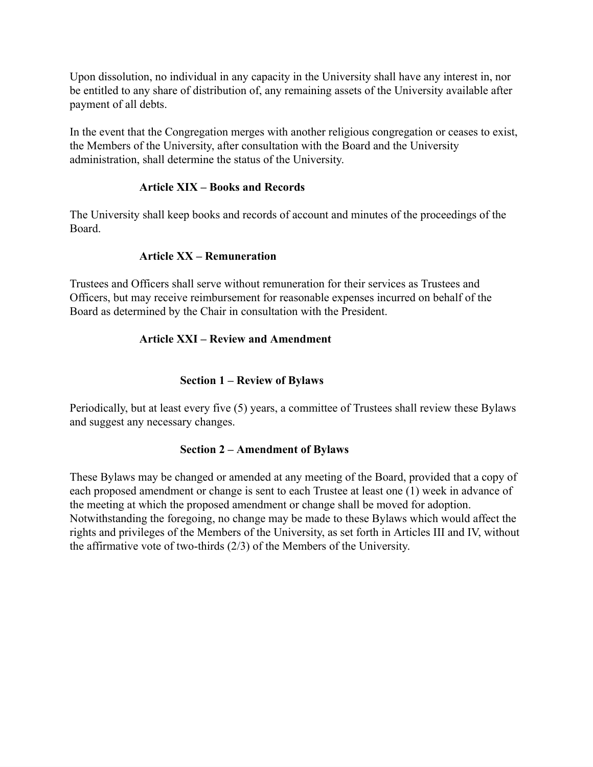Upon dissolution, no individual in any capacity in the University shall have any interest in, nor be entitled to any share of distribution of, any remaining assets of the University available after payment of all debts.

In the event that the Congregation merges with another religious congregation or ceases to exist, the Members of the University, after consultation with the Board and the University administration, shall determine the status of the University.

## Article XIX – Books and Records

The University shall keep books and records of account and minutes of the proceedings of the Board.

## Article XX – Remuneration

Trustees and Officers shall serve without remuneration for their services as Trustees and Officers, but may receive reimbursement for reasonable expenses incurred on behalf of the Board as determined by the Chair in consultation with the President.

## Article XXI – Review and Amendment

### Section 1 – Review of Bylaws

Periodically, but at least every five (5) years, a committee of Trustees shall review these Bylaws and suggest any necessary changes.

### Section 2 – Amendment of Bylaws

These Bylaws may be changed or amended at any meeting of the Board, provided that a copy of each proposed amendment or change is sent to each Trustee at least one (1) week in advance of the meeting at which the proposed amendment or change shall be moved for adoption. Notwithstanding the foregoing, no change may be made to these Bylaws which would affect the rights and privileges of the Members of the University, as set forth in Articles III and IV, without the affirmative vote of two-thirds (2/3) of the Members of the University.